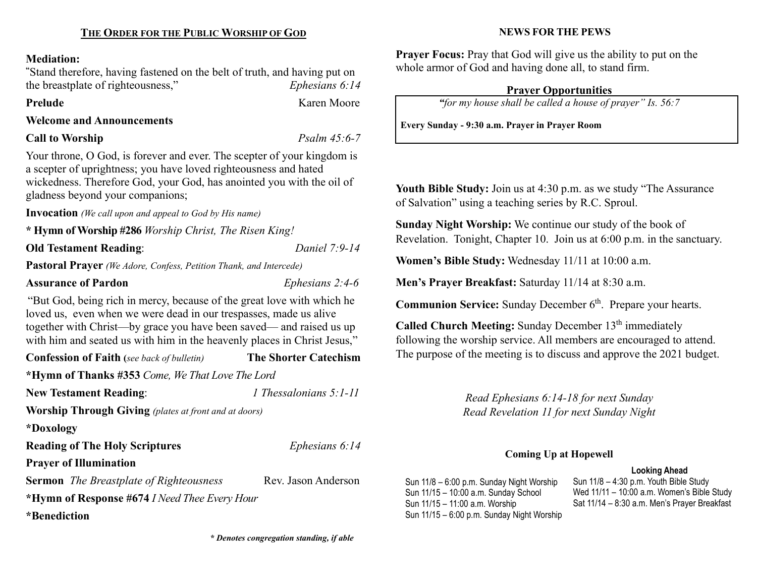## THE ORDER FOR THE PUBLIC WORSHIP OF GOD

**Mediation:**

"Stand therefore, having fastened on the belt of truth, and having put on the breastplate of righteousness," *Ephesians 6:14*

**Prelude** Karen Moore

**Welcome and Announcements**

**Call to Worship** *Psalm 45:6-7*

Your throne, O God, is forever and ever. The scepter of your kingdom is a scepter of uprightness; you have loved righteousness and hated wickedness. Therefore God, your God, has anointed you with the oil of gladness beyond your companions;

**Invocation** *(We call upon and appeal to God by His name)*

**\* Hymn of Worship #286** *Worship Christ, The Risen King!*

**Old Testament Reading**: *Daniel 7:9-14*

**Pastoral Prayer** *(We Adore, Confess, Petition Thank, and Intercede)*

**Assurance of Pardon** *Ephesians 2:4-6*

"But God, being rich in mercy, because of the great love with which he loved us, even when we were dead in our trespasses, made us alive together with Christ—by grace you have been saved— and raised us up with him and seated us with him in the heavenly places in Christ Jesus,"

**Confession of Faith (***see back of bulletin***)** **The Shorter Catechism**

**\*Hymn of Thanks #353** *Come, We That Love The Lord*

**New Testament Reading**: *1 Thessalonians 5:1-11*

**Worship Through Giving** *(plates at front and at doors)*

**\*Doxology**

**Reading of The Holy Scriptures** *Ephesians 6:14*

**Prayer of Illumination**

**Sermon** *The Breastplate of Righteousness* Rev. Jason Anderson

**\*Hymn of Response #674** *I Need Thee Every Hour*

**\*Benediction**

***\* Denotes congregation standing, if able***

## NEWS FOR THE PEWS

**Prayer Focus:** Pray that God will give us the ability to put on the whole armor of God and having done all, to stand firm.

**Prayer Opportunities**

*"for my house shall be called a house of prayer" Is. 56:7*

**Every Sunday - 9:30 a.m. Prayer in Prayer Room**

**Youth Bible Study:** Join us at 4:30 p.m. as we study "The Assurance of Salvation" using a teaching series by R.C. Sproul.

**Sunday Night Worship:** We continue our study of the book of Revelation. Tonight, Chapter 10. Join us at 6:00 p.m. in the sanctuary.

**Women's Bible Study:** Wednesday 11/11 at 10:00 a.m.

**Men's Prayer Breakfast:** Saturday 11/14 at 8:30 a.m.

**Communion Service:** Sunday December 6th. Prepare your hearts.

**Called Church Meeting:** Sunday December 13th immediately following the worship service. All members are encouraged to attend. The purpose of the meeting is to discuss and approve the 2021 budget.

*Read Ephesians 6:14-18 for next Sunday*
*Read Revelation 11 for next Sunday Night*

**Coming Up at Hopewell**

Sun 11/8 – 6:00 p.m. Sunday Night Worship
Sun 11/15 – 10:00 a.m. Sunday School
Sun 11/15 – 11:00 a.m. Worship
Sun 11/15 – 6:00 p.m. Sunday Night Worship

**Looking Ahead**

Sun 11/8 – 4:30 p.m. Youth Bible Study
Wed 11/11 – 10:00 a.m. Women's Bible Study
Sat 11/14 – 8:30 a.m. Men's Prayer Breakfast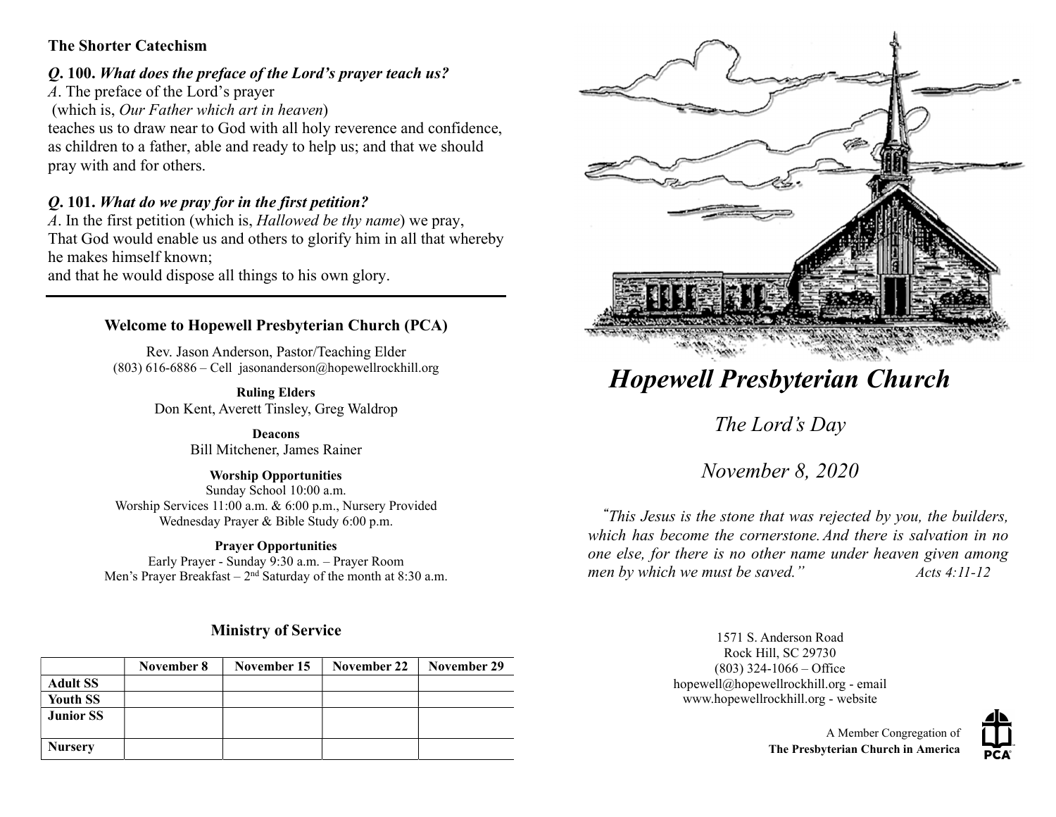**The Shorter Catechism**

***Q.* 100. *What does the preface of the Lord's prayer teach us?***

*A*. The preface of the Lord's prayer
(which is, *Our Father which art in heaven*)
teaches us to draw near to God with all holy reverence and confidence, as children to a father, able and ready to help us; and that we should pray with and for others.

***Q.* 101. *What do we pray for in the first petition?***

*A*. In the first petition (which is, *Hallowed be thy name*) we pray,
That God would enable us and others to glorify him in all that whereby he makes himself known;
and that he would dispose all things to his own glory.

---

### Welcome to Hopewell Presbyterian Church (PCA)

Rev. Jason Anderson, Pastor/Teaching Elder
(803) 616-6886 – Cell jasonanderson@hopewellrockhill.org

**Ruling Elders**
Don Kent, Averett Tinsley, Greg Waldrop

**Deacons**
Bill Mitchener, James Rainer

**Worship Opportunities**
Sunday School 10:00 a.m.
Worship Services 11:00 a.m. & 6:00 p.m., Nursery Provided
Wednesday Prayer & Bible Study 6:00 p.m.

**Prayer Opportunities**
Early Prayer - Sunday 9:30 a.m. – Prayer Room
Men's Prayer Breakfast – 2nd Saturday of the month at 8:30 a.m.

### Ministry of Service

| | November 8 | November 15 | November 22 | November 29 |
|---|---|---|---|---|
| **Adult SS** | | | | |
| **Youth SS** | | | | |
| **Junior SS** | | | | |
| **Nursery** | | | | |

# *Hopewell Presbyterian Church*

*The Lord's Day*

*November 8, 2020*

*"This Jesus is the stone that was rejected by you, the builders, which has become the cornerstone. And there is salvation in no one else, for there is no other name under heaven given among men by which we must be saved."* *Acts 4:11-12*

1571 S. Anderson Road
Rock Hill, SC 29730
(803) 324-1066 – Office
hopewell@hopewellrockhill.org - email
www.hopewellrockhill.org - website

A Member Congregation of
**The Presbyterian Church in America**